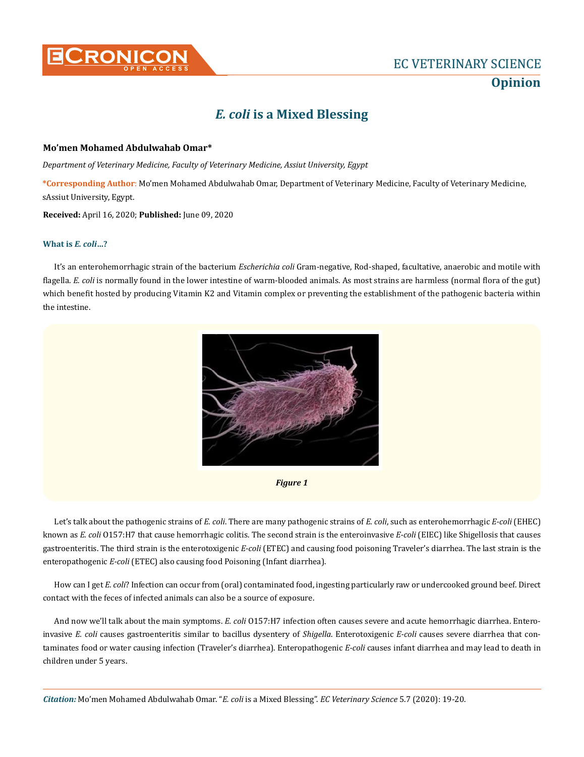EC VETERINARY SCIENCE

**Opinion**

# *E. coli* is a Mixed Blessing

**Mo'men Mohamed Abdulwahab Omar***

*Department of Veterinary Medicine, Faculty of Veterinary Medicine, Assiut University, Egypt*

**\*Corresponding Author**: Mo'men Mohamed Abdulwahab Omar, Department of Veterinary Medicine, Faculty of Veterinary Medicine, sAssiut University, Egypt.

**Received:** April 16, 2020; **Published:** June 09, 2020

### What is *E. coli*...?

It's an enterohemorrhagic strain of the bacterium *Escherichia coli* Gram-negative, Rod-shaped, facultative, anaerobic and motile with flagella. *E. coli* is normally found in the lower intestine of warm-blooded animals. As most strains are harmless (normal flora of the gut) which benefit hosted by producing Vitamin K2 and Vitamin complex or preventing the establishment of the pathogenic bacteria within the intestine.

*Figure 1*

Let's talk about the pathogenic strains of *E. coli*. There are many pathogenic strains of *E. coli*, such as enterohemorrhagic *E-coli* (EHEC) known as *E. coli* O157:H7 that cause hemorrhagic colitis. The second strain is the enteroinvasive *E-coli* (EIEC) like Shigellosis that causes gastroenteritis. The third strain is the enterotoxigenic *E-coli* (ETEC) and causing food poisoning Traveler's diarrhea. The last strain is the enteropathogenic *E-coli* (ETEC) also causing food Poisoning (Infant diarrhea).

How can I get *E. coli*? Infection can occur from (oral) contaminated food, ingesting particularly raw or undercooked ground beef. Direct contact with the feces of infected animals can also be a source of exposure.

And now we'll talk about the main symptoms. *E. coli* O157:H7 infection often causes severe and acute hemorrhagic diarrhea. Enteroinvasive *E. coli* causes gastroenteritis similar to bacillus dysentery of *Shigella*. Enterotoxigenic *E-coli* causes severe diarrhea that contaminates food or water causing infection (Traveler's diarrhea). Enteropathogenic *E-coli* causes infant diarrhea and may lead to death in children under 5 years.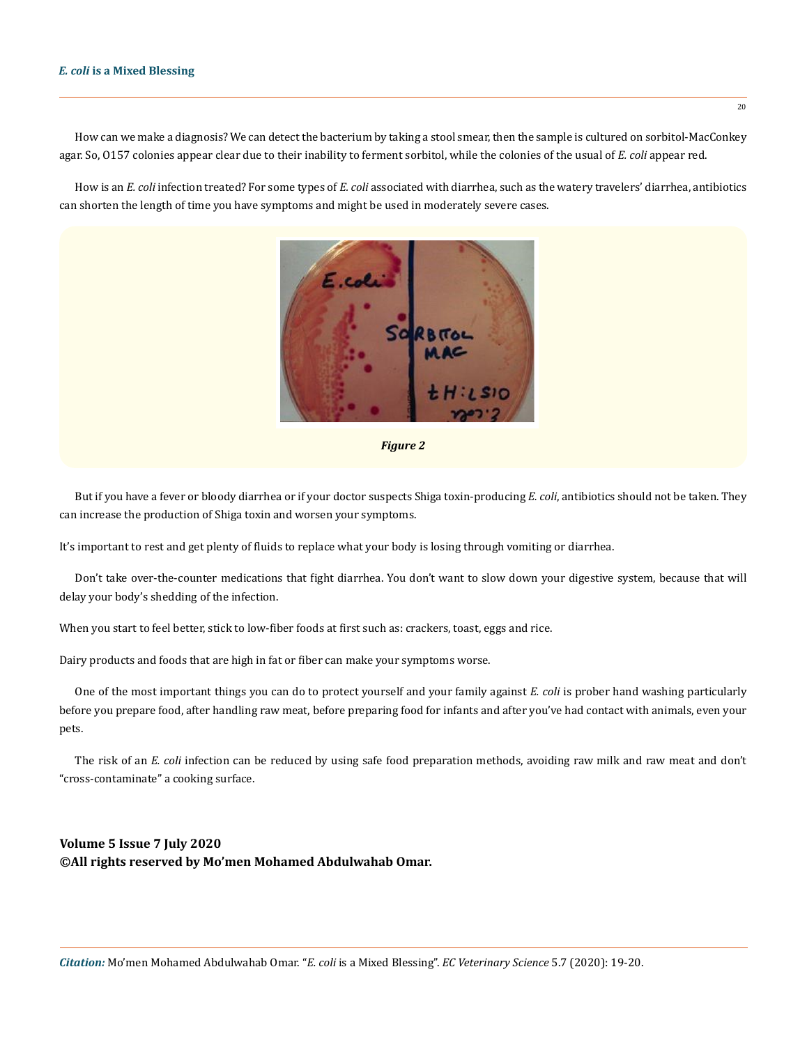How can we make a diagnosis? We can detect the bacterium by taking a stool smear, then the sample is cultured on sorbitol-MacConkey agar. So, O157 colonies appear clear due to their inability to ferment sorbitol, while the colonies of the usual of *E. coli* appear red.

How is an *E. coli* infection treated? For some types of *E. coli* associated with diarrhea, such as the watery travelers' diarrhea, antibiotics can shorten the length of time you have symptoms and might be used in moderately severe cases.

***Figure 2***

But if you have a fever or bloody diarrhea or if your doctor suspects Shiga toxin-producing *E. coli*, antibiotics should not be taken. They can increase the production of Shiga toxin and worsen your symptoms.

It's important to rest and get plenty of fluids to replace what your body is losing through vomiting or diarrhea.

Don't take over-the-counter medications that fight diarrhea. You don't want to slow down your digestive system, because that will delay your body's shedding of the infection.

When you start to feel better, stick to low-fiber foods at first such as: crackers, toast, eggs and rice.

Dairy products and foods that are high in fat or fiber can make your symptoms worse.

One of the most important things you can do to protect yourself and your family against *E. coli* is prober hand washing particularly before you prepare food, after handling raw meat, before preparing food for infants and after you've had contact with animals, even your pets.

The risk of an *E. coli* infection can be reduced by using safe food preparation methods, avoiding raw milk and raw meat and don't "cross-contaminate" a cooking surface.

**Volume 5 Issue 7 July 2020**
**©All rights reserved by Mo'men Mohamed Abdulwahab Omar.**